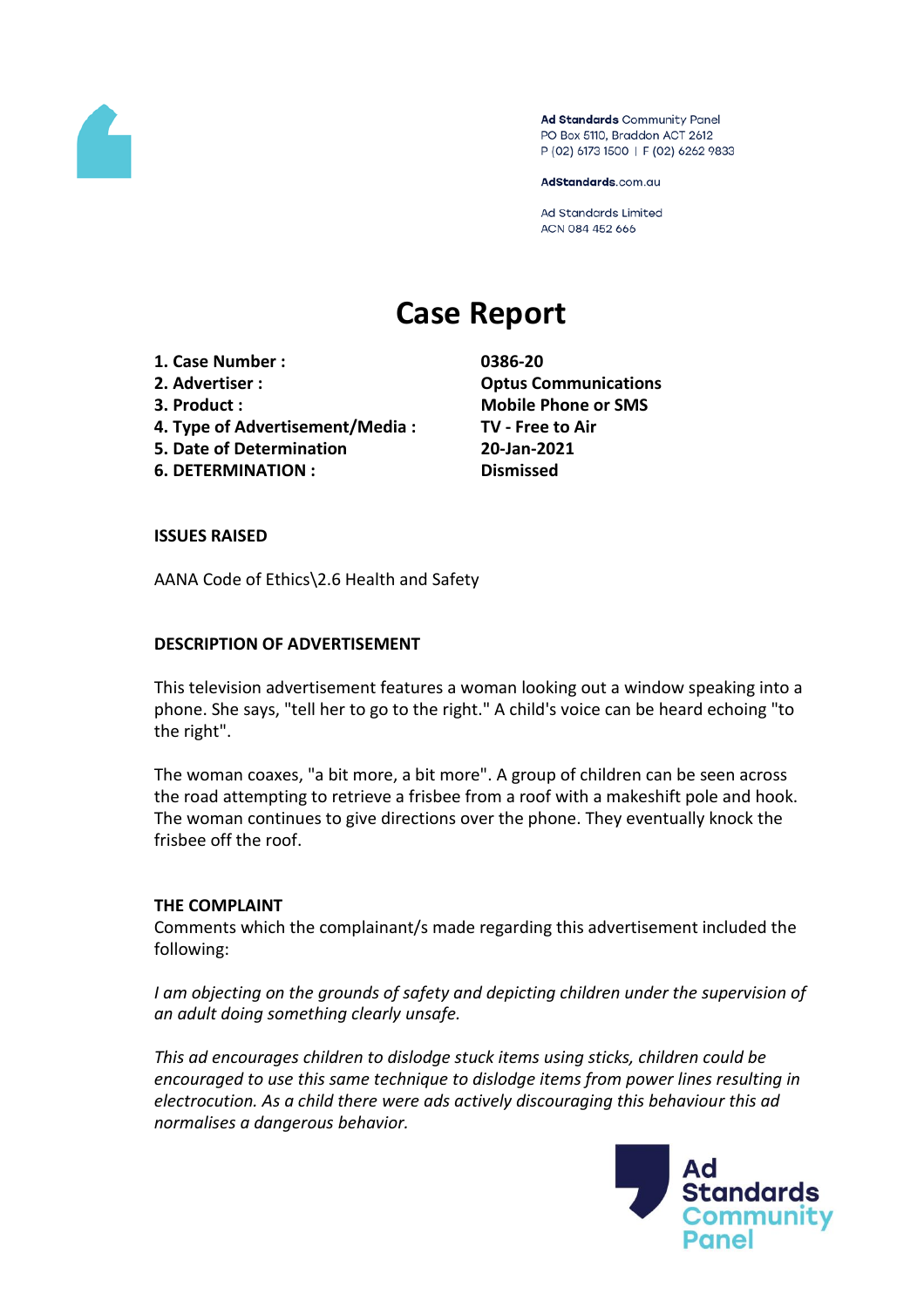Ad Standards Community Panel
PO Box 5110, Braddon ACT 2612
P (02) 6173 1500 | F (02) 6262 9833

AdStandards.com.au

Ad Standards Limited
ACN 084 452 666

# Case Report

| | |
|---|---|
| **1. Case Number :** | **0386-20** |
| **2. Advertiser :** | **Optus Communications** |
| **3. Product :** | **Mobile Phone or SMS** |
| **4. Type of Advertisement/Media :** | **TV - Free to Air** |
| **5. Date of Determination** | **20-Jan-2021** |
| **6. DETERMINATION :** | **Dismissed** |

## ISSUES RAISED

AANA Code of Ethics\2.6 Health and Safety

## DESCRIPTION OF ADVERTISEMENT

This television advertisement features a woman looking out a window speaking into a phone. She says, "tell her to go to the right." A child's voice can be heard echoing "to the right".

The woman coaxes, "a bit more, a bit more". A group of children can be seen across the road attempting to retrieve a frisbee from a roof with a makeshift pole and hook. The woman continues to give directions over the phone. They eventually knock the frisbee off the roof.

## THE COMPLAINT

Comments which the complainant/s made regarding this advertisement included the following:

*I am objecting on the grounds of safety and depicting children under the supervision of an adult doing something clearly unsafe.*

*This ad encourages children to dislodge stuck items using sticks, children could be encouraged to use this same technique to dislodge items from power lines resulting in electrocution. As a child there were ads actively discouraging this behaviour this ad normalises a dangerous behavior.*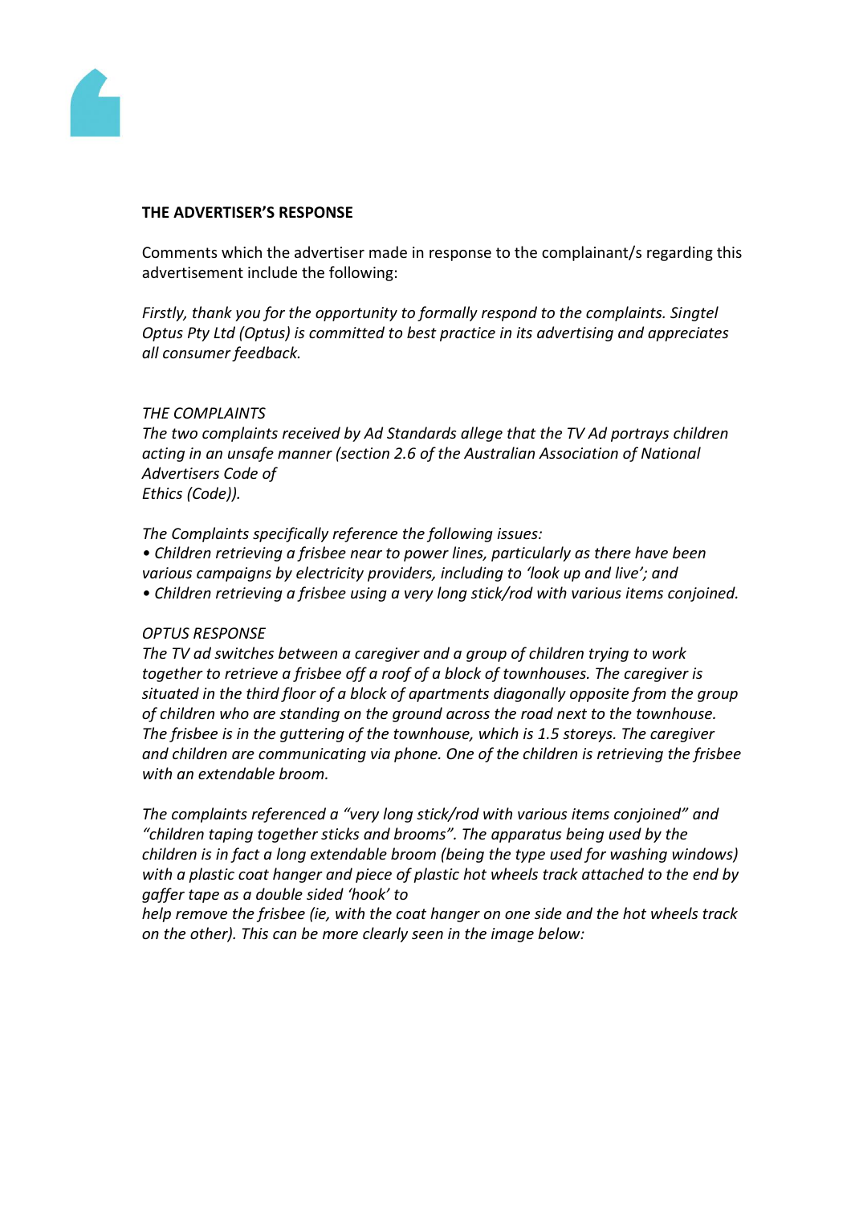**THE ADVERTISER'S RESPONSE**

Comments which the advertiser made in response to the complainant/s regarding this advertisement include the following:

*Firstly, thank you for the opportunity to formally respond to the complaints. Singtel Optus Pty Ltd (Optus) is committed to best practice in its advertising and appreciates all consumer feedback.*

*THE COMPLAINTS*
*The two complaints received by Ad Standards allege that the TV Ad portrays children acting in an unsafe manner (section 2.6 of the Australian Association of National Advertisers Code of Ethics (Code)).*

*The Complaints specifically reference the following issues:*

- *Children retrieving a frisbee near to power lines, particularly as there have been various campaigns by electricity providers, including to 'look up and live'; and*
- *Children retrieving a frisbee using a very long stick/rod with various items conjoined.*

*OPTUS RESPONSE*
*The TV ad switches between a caregiver and a group of children trying to work together to retrieve a frisbee off a roof of a block of townhouses. The caregiver is situated in the third floor of a block of apartments diagonally opposite from the group of children who are standing on the ground across the road next to the townhouse. The frisbee is in the guttering of the townhouse, which is 1.5 storeys. The caregiver and children are communicating via phone. One of the children is retrieving the frisbee with an extendable broom.*

*The complaints referenced a "very long stick/rod with various items conjoined" and "children taping together sticks and brooms". The apparatus being used by the children is in fact a long extendable broom (being the type used for washing windows) with a plastic coat hanger and piece of plastic hot wheels track attached to the end by gaffer tape as a double sided 'hook' to help remove the frisbee (ie, with the coat hanger on one side and the hot wheels track on the other). This can be more clearly seen in the image below:*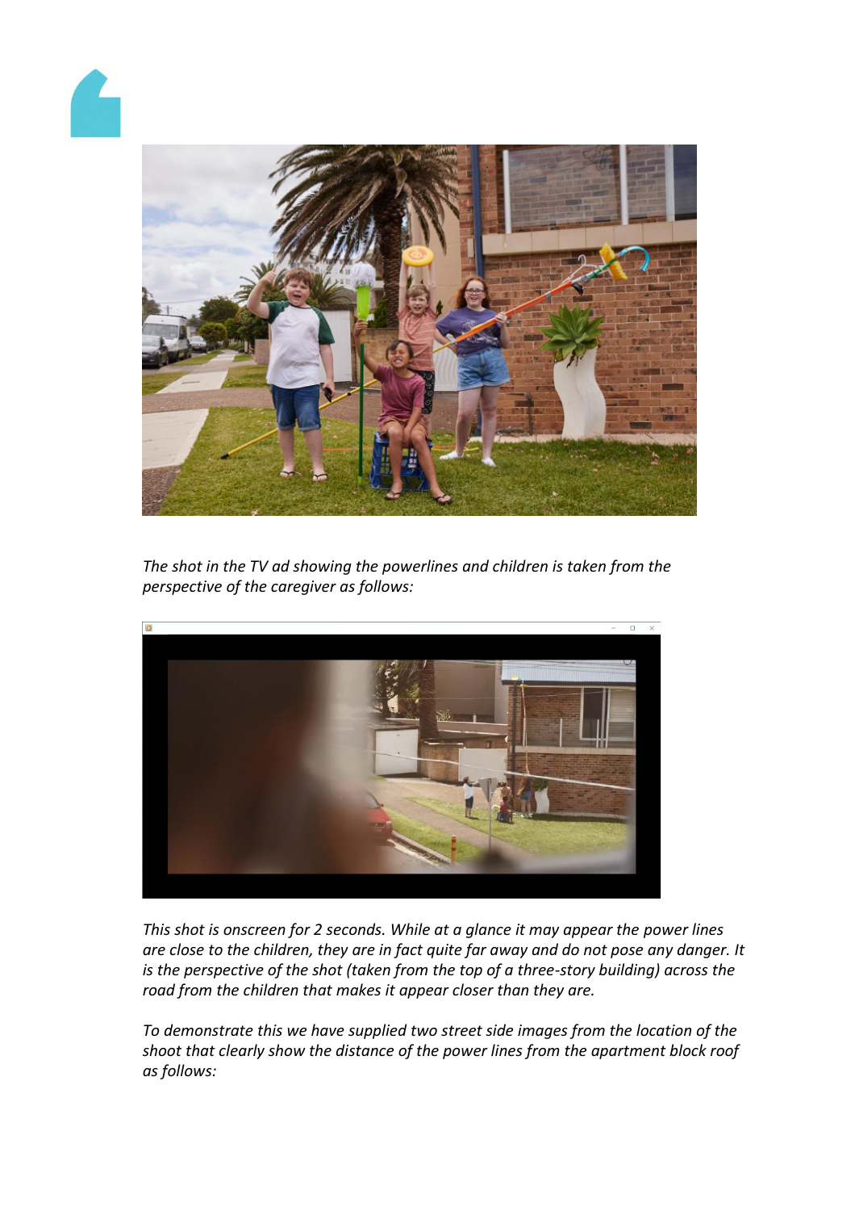*The shot in the TV ad showing the powerlines and children is taken from the perspective of the caregiver as follows:*

*This shot is onscreen for 2 seconds. While at a glance it may appear the power lines are close to the children, they are in fact quite far away and do not pose any danger. It is the perspective of the shot (taken from the top of a three-story building) across the road from the children that makes it appear closer than they are.*

*To demonstrate this we have supplied two street side images from the location of the shoot that clearly show the distance of the power lines from the apartment block roof as follows:*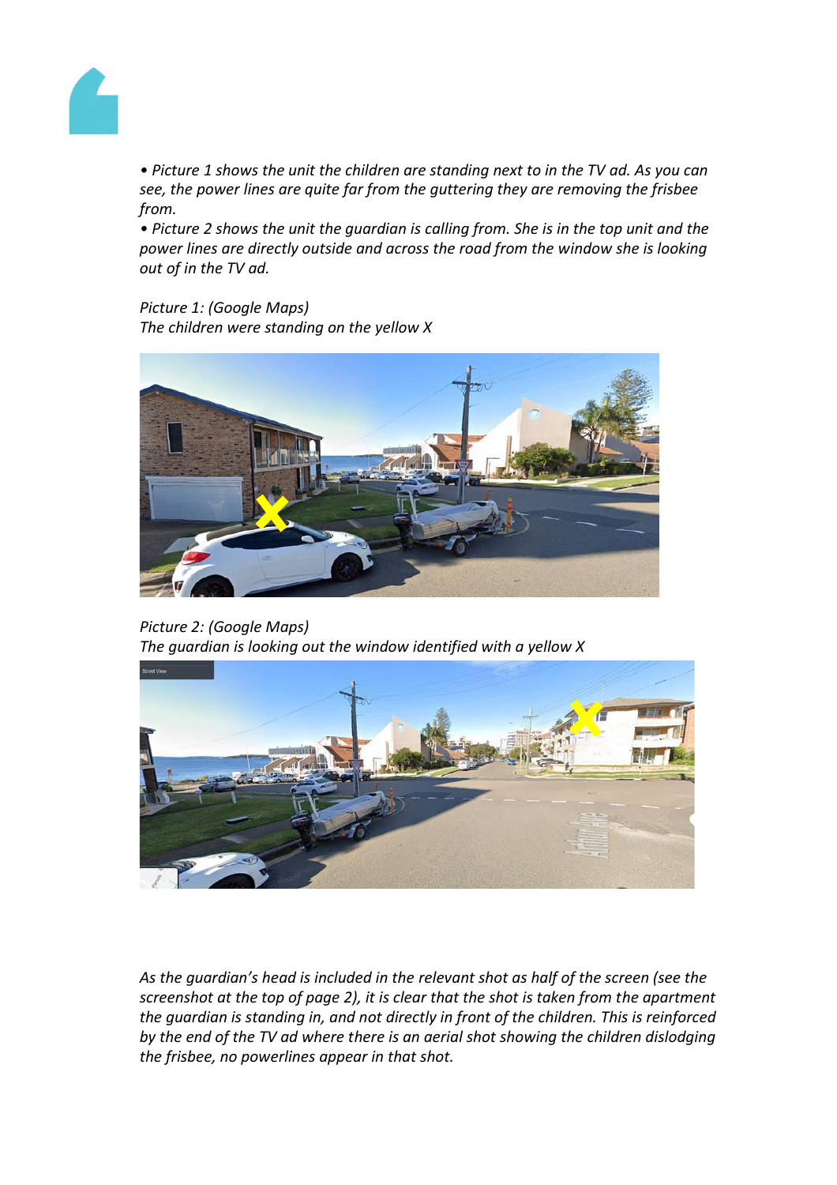*• Picture 1 shows the unit the children are standing next to in the TV ad. As you can see, the power lines are quite far from the guttering they are removing the frisbee from.*

*• Picture 2 shows the unit the guardian is calling from. She is in the top unit and the power lines are directly outside and across the road from the window she is looking out of in the TV ad.*

*Picture 1: (Google Maps)*
*The children were standing on the yellow X*

*Picture 2: (Google Maps)*
*The guardian is looking out the window identified with a yellow X*

*As the guardian's head is included in the relevant shot as half of the screen (see the screenshot at the top of page 2), it is clear that the shot is taken from the apartment the guardian is standing in, and not directly in front of the children. This is reinforced by the end of the TV ad where there is an aerial shot showing the children dislodging the frisbee, no powerlines appear in that shot.*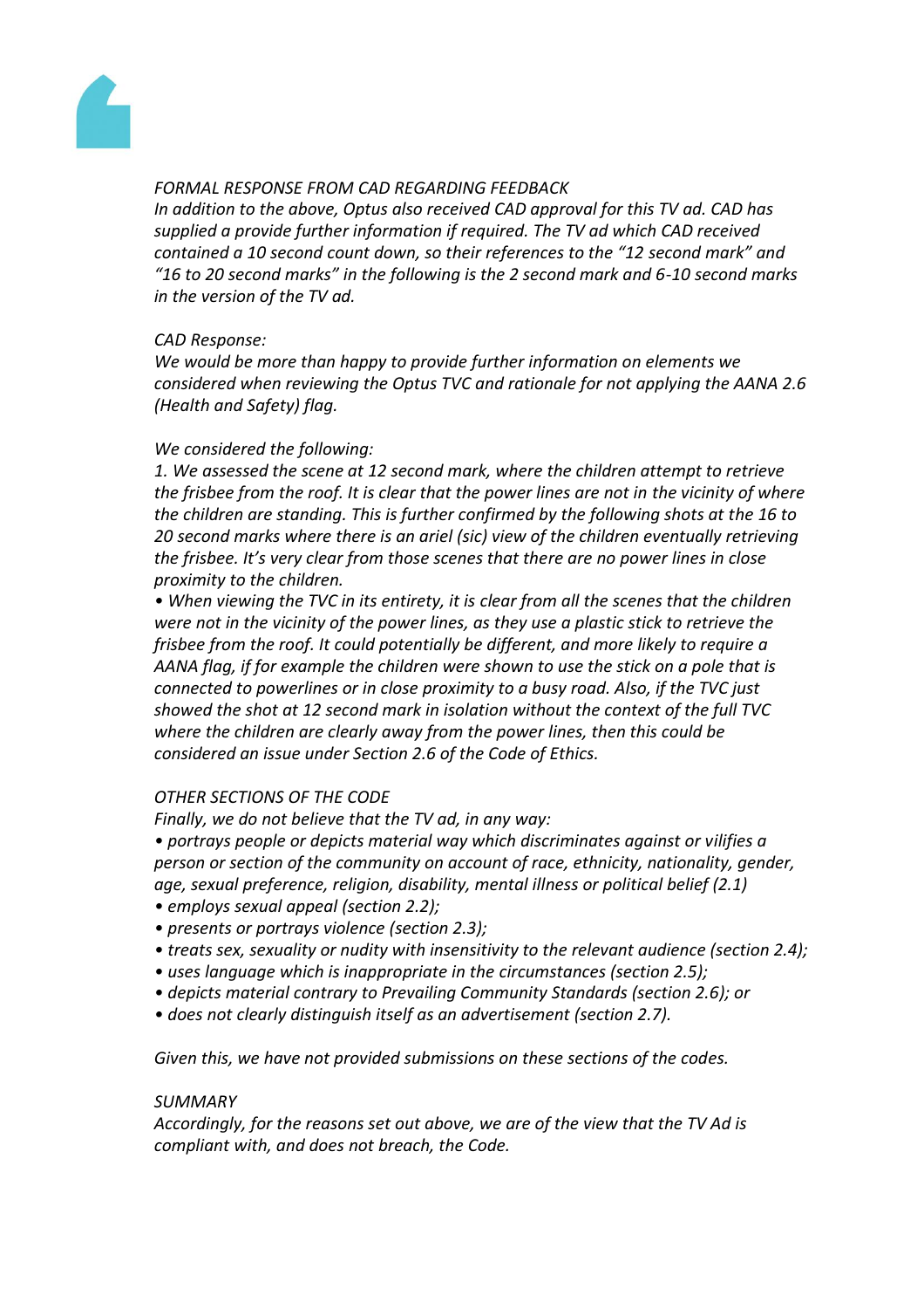*FORMAL RESPONSE FROM CAD REGARDING FEEDBACK*
*In addition to the above, Optus also received CAD approval for this TV ad. CAD has supplied a provide further information if required. The TV ad which CAD received contained a 10 second count down, so their references to the "12 second mark" and "16 to 20 second marks" in the following is the 2 second mark and 6-10 second marks in the version of the TV ad.*

*CAD Response:*
*We would be more than happy to provide further information on elements we considered when reviewing the Optus TVC and rationale for not applying the AANA 2.6 (Health and Safety) flag.*

*We considered the following:*
*1. We assessed the scene at 12 second mark, where the children attempt to retrieve the frisbee from the roof. It is clear that the power lines are not in the vicinity of where the children are standing. This is further confirmed by the following shots at the 16 to 20 second marks where there is an ariel (sic) view of the children eventually retrieving the frisbee. It's very clear from those scenes that there are no power lines in close proximity to the children.*
*• When viewing the TVC in its entirety, it is clear from all the scenes that the children were not in the vicinity of the power lines, as they use a plastic stick to retrieve the frisbee from the roof. It could potentially be different, and more likely to require a AANA flag, if for example the children were shown to use the stick on a pole that is connected to powerlines or in close proximity to a busy road. Also, if the TVC just showed the shot at 12 second mark in isolation without the context of the full TVC where the children are clearly away from the power lines, then this could be considered an issue under Section 2.6 of the Code of Ethics.*

*OTHER SECTIONS OF THE CODE*
*Finally, we do not believe that the TV ad, in any way:*
*• portrays people or depicts material way which discriminates against or vilifies a person or section of the community on account of race, ethnicity, nationality, gender, age, sexual preference, religion, disability, mental illness or political belief (2.1)*
*• employs sexual appeal (section 2.2);*
*• presents or portrays violence (section 2.3);*
*• treats sex, sexuality or nudity with insensitivity to the relevant audience (section 2.4);*
*• uses language which is inappropriate in the circumstances (section 2.5);*
*• depicts material contrary to Prevailing Community Standards (section 2.6); or*
*• does not clearly distinguish itself as an advertisement (section 2.7).*

*Given this, we have not provided submissions on these sections of the codes.*

*SUMMARY*
*Accordingly, for the reasons set out above, we are of the view that the TV Ad is compliant with, and does not breach, the Code.*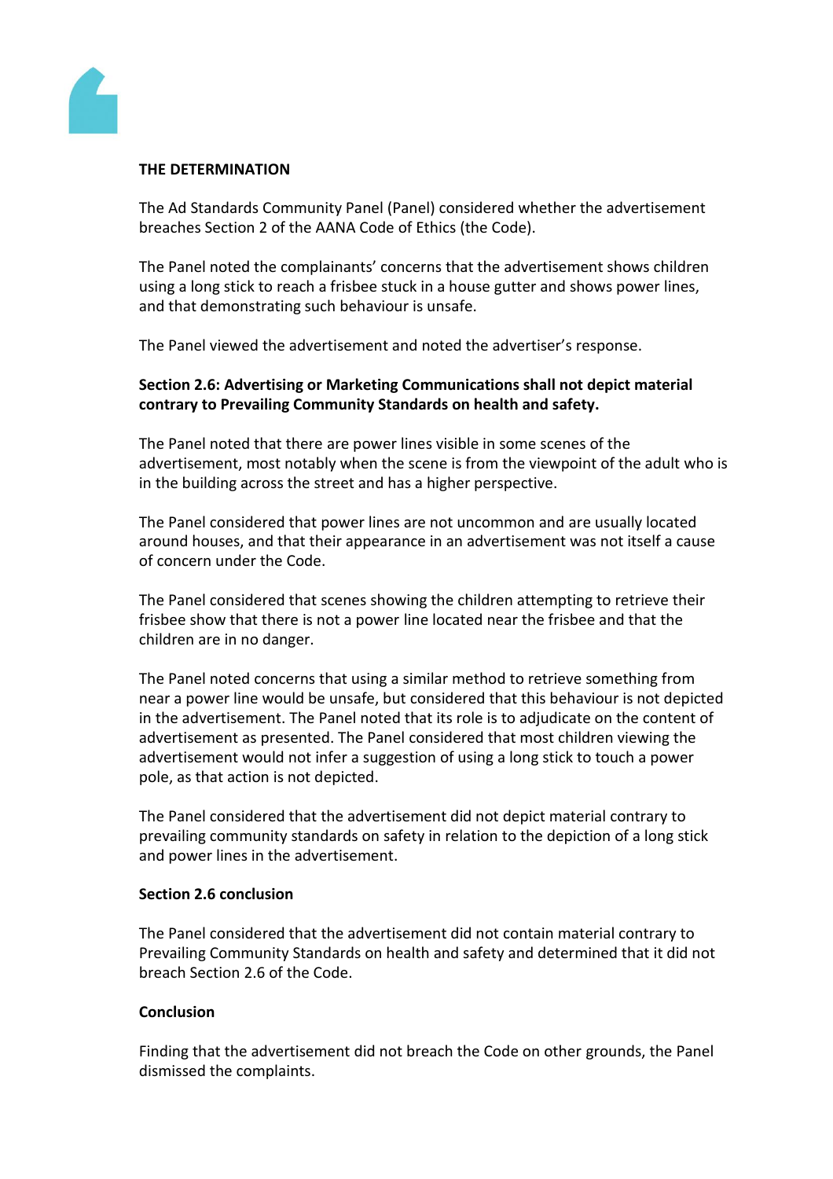**THE DETERMINATION**

The Ad Standards Community Panel (Panel) considered whether the advertisement breaches Section 2 of the AANA Code of Ethics (the Code).

The Panel noted the complainants' concerns that the advertisement shows children using a long stick to reach a frisbee stuck in a house gutter and shows power lines, and that demonstrating such behaviour is unsafe.

The Panel viewed the advertisement and noted the advertiser's response.

**Section 2.6: Advertising or Marketing Communications shall not depict material contrary to Prevailing Community Standards on health and safety.**

The Panel noted that there are power lines visible in some scenes of the advertisement, most notably when the scene is from the viewpoint of the adult who is in the building across the street and has a higher perspective.

The Panel considered that power lines are not uncommon and are usually located around houses, and that their appearance in an advertisement was not itself a cause of concern under the Code.

The Panel considered that scenes showing the children attempting to retrieve their frisbee show that there is not a power line located near the frisbee and that the children are in no danger.

The Panel noted concerns that using a similar method to retrieve something from near a power line would be unsafe, but considered that this behaviour is not depicted in the advertisement. The Panel noted that its role is to adjudicate on the content of advertisement as presented. The Panel considered that most children viewing the advertisement would not infer a suggestion of using a long stick to touch a power pole, as that action is not depicted.

The Panel considered that the advertisement did not depict material contrary to prevailing community standards on safety in relation to the depiction of a long stick and power lines in the advertisement.

**Section 2.6 conclusion**

The Panel considered that the advertisement did not contain material contrary to Prevailing Community Standards on health and safety and determined that it did not breach Section 2.6 of the Code.

**Conclusion**

Finding that the advertisement did not breach the Code on other grounds, the Panel dismissed the complaints.